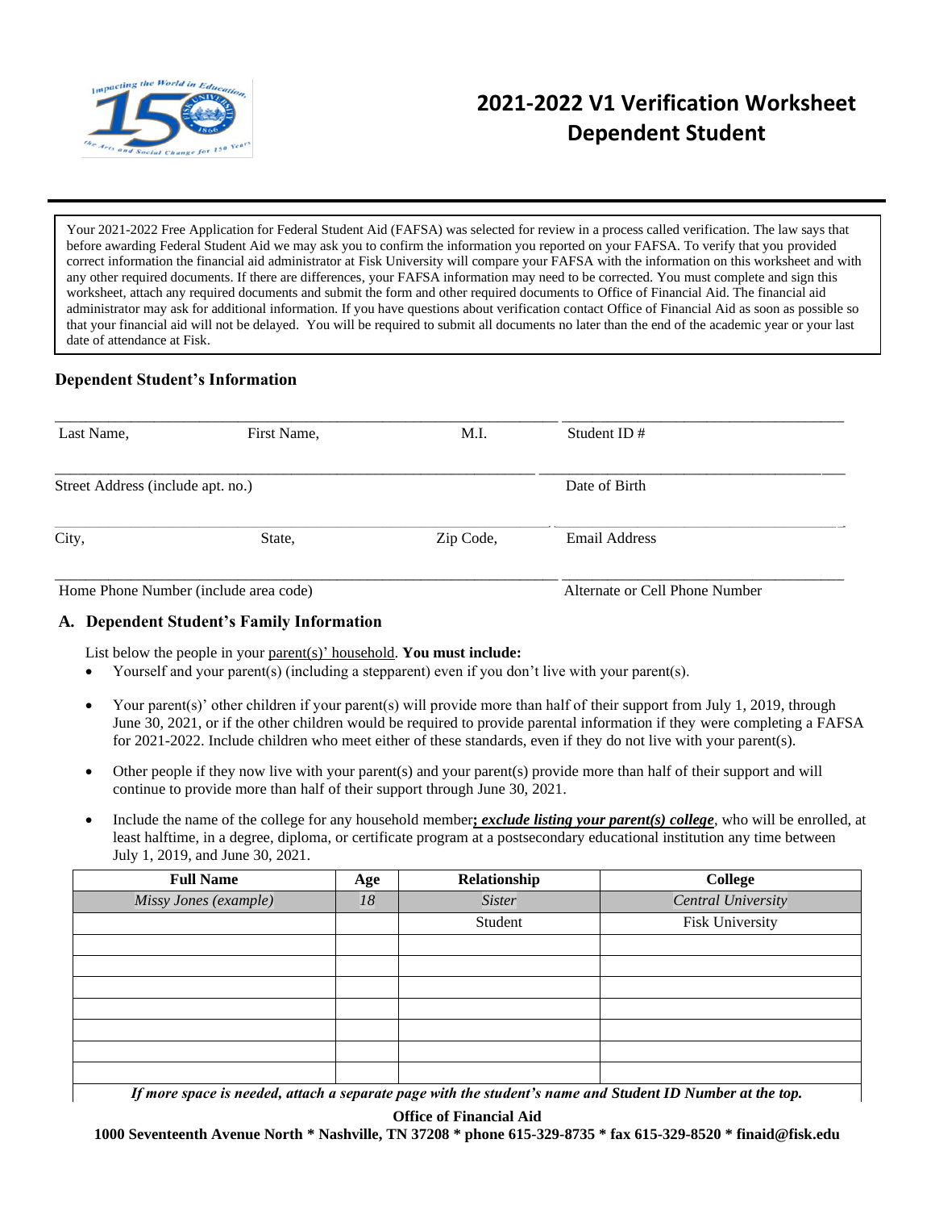# 2021-2022 V1 Verification Worksheet
# Dependent Student

Your 2021-2022 Free Application for Federal Student Aid (FAFSA) was selected for review in a process called verification. The law says that before awarding Federal Student Aid we may ask you to confirm the information you reported on your FAFSA. To verify that you provided correct information the financial aid administrator at Fisk University will compare your FAFSA with the information on this worksheet and with any other required documents. If there are differences, your FAFSA information may need to be corrected. You must complete and sign this worksheet, attach any required documents and submit the form and other required documents to Office of Financial Aid. The financial aid administrator may ask for additional information. If you have questions about verification contact Office of Financial Aid as soon as possible so that your financial aid will not be delayed. You will be required to submit all documents no later than the end of the academic year or your last date of attendance at Fisk.

## Dependent Student's Information

Last Name, First Name, M.I. ______________________ Student ID # ______________________

Street Address (include apt. no.) ______________________ Date of Birth ______________________

City, State, Zip Code, ______________________ Email Address ______________________

Home Phone Number (include area code) ______________________ Alternate or Cell Phone Number ______________________

## A. Dependent Student's Family Information

List below the people in your parent(s)' household. **You must include:**

- Yourself and your parent(s) (including a stepparent) even if you don't live with your parent(s).
- Your parent(s)' other children if your parent(s) will provide more than half of their support from July 1, 2019, through June 30, 2021, or if the other children would be required to provide parental information if they were completing a FAFSA for 2021-2022. Include children who meet either of these standards, even if they do not live with your parent(s).
- Other people if they now live with your parent(s) and your parent(s) provide more than half of their support and will continue to provide more than half of their support through June 30, 2021.
- Include the name of the college for any household member***; exclude listing your parent(s) college***, who will be enrolled, at least halftime, in a degree, diploma, or certificate program at a postsecondary educational institution any time between July 1, 2019, and June 30, 2021.

| Full Name | Age | Relationship | College |
|---|---|---|---|
| *Missy Jones (example)* | *18* | *Sister* | *Central University* |
| | | Student | Fisk University |
| | | | |
| | | | |
| | | | |
| | | | |
| | | | |
| | | | |
| | | | |

***If more space is needed, attach a separate page with the student's name and Student ID Number at the top.***

**Office of Financial Aid**
**1000 Seventeenth Avenue North * Nashville, TN 37208 * phone 615-329-8735 * fax 615-329-8520 * finaid@fisk.edu**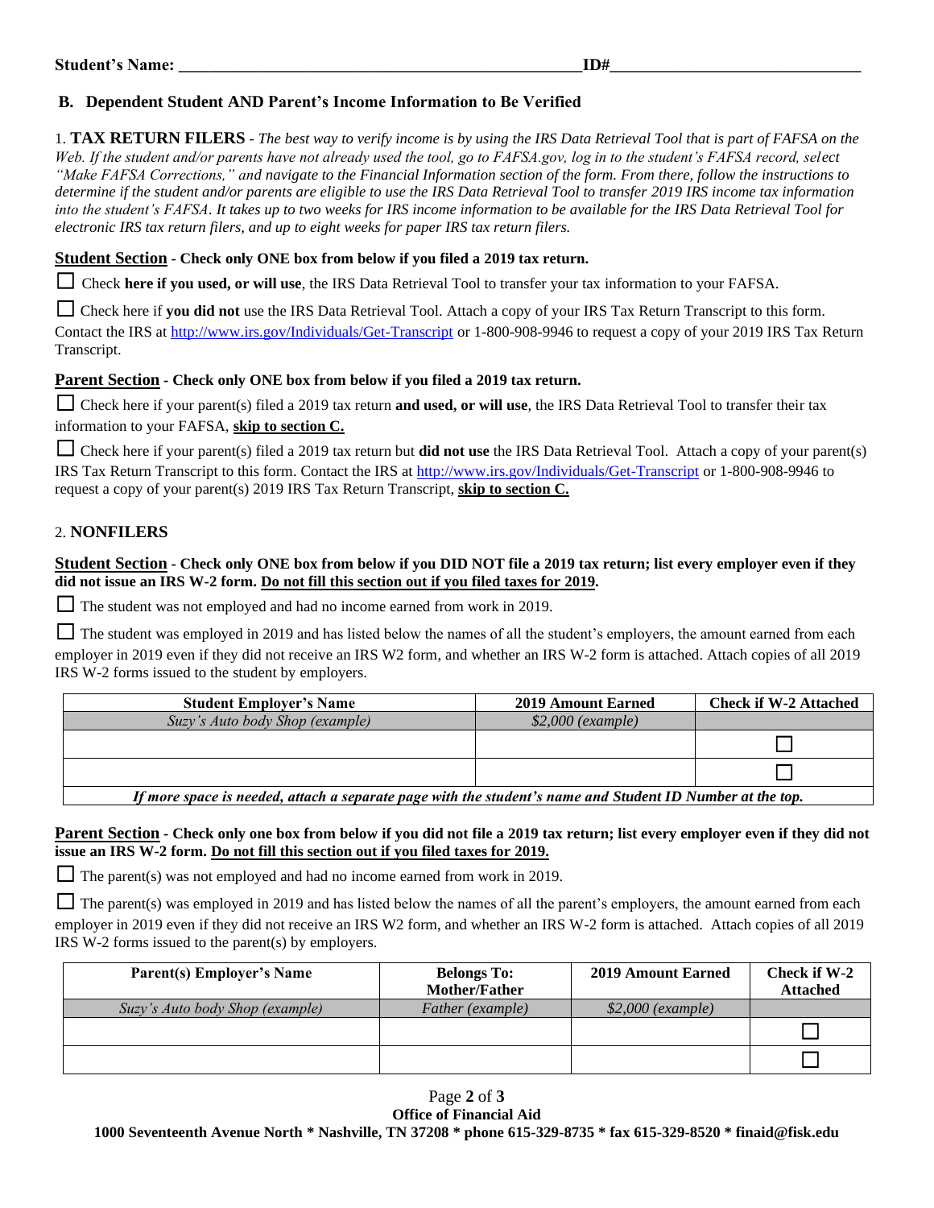**Student's Name: ________________________________________________ ID#_____________________________**

### B. Dependent Student AND Parent's Income Information to Be Verified

1. **TAX RETURN FILERS** - *The best way to verify income is by using the IRS Data Retrieval Tool that is part of FAFSA on the Web. If the student and/or parents have not already used the tool, go to FAFSA.gov, log in to the student's FAFSA record, select "Make FAFSA Corrections," and navigate to the Financial Information section of the form. From there, follow the instructions to determine if the student and/or parents are eligible to use the IRS Data Retrieval Tool to transfer 2019 IRS income tax information into the student's FAFSA. It takes up to two weeks for IRS income information to be available for the IRS Data Retrieval Tool for electronic IRS tax return filers, and up to eight weeks for paper IRS tax return filers.*

**Student Section - Check only ONE box from below if you filed a 2019 tax return.**

☐ Check **here if you used, or will use**, the IRS Data Retrieval Tool to transfer your tax information to your FAFSA.

☐ Check here if **you did not** use the IRS Data Retrieval Tool. Attach a copy of your IRS Tax Return Transcript to this form. Contact the IRS at http://www.irs.gov/Individuals/Get-Transcript or 1-800-908-9946 to request a copy of your 2019 IRS Tax Return Transcript.

**Parent Section - Check only ONE box from below if you filed a 2019 tax return.**

☐ Check here if your parent(s) filed a 2019 tax return **and used, or will use**, the IRS Data Retrieval Tool to transfer their tax information to your FAFSA, **skip to section C.**

☐ Check here if your parent(s) filed a 2019 tax return but **did not use** the IRS Data Retrieval Tool. Attach a copy of your parent(s) IRS Tax Return Transcript to this form. Contact the IRS at http://www.irs.gov/Individuals/Get-Transcript or 1-800-908-9946 to request a copy of your parent(s) 2019 IRS Tax Return Transcript, **skip to section C.**

2. **NONFILERS**

**Student Section - Check only ONE box from below if you DID NOT file a 2019 tax return; list every employer even if they did not issue an IRS W-2 form. Do not fill this section out if you filed taxes for 2019.**

☐ The student was not employed and had no income earned from work in 2019.

☐ The student was employed in 2019 and has listed below the names of all the student's employers, the amount earned from each employer in 2019 even if they did not receive an IRS W2 form, and whether an IRS W-2 form is attached. Attach copies of all 2019 IRS W-2 forms issued to the student by employers.

| Student Employer's Name | 2019 Amount Earned | Check if W-2 Attached |
|---|---|---|
| *Suzy's Auto body Shop (example)* | *$2,000 (example)* | |
| | | ☐ |
| | | ☐ |

*If more space is needed, attach a separate page with the student's name and Student ID Number at the top.*

**Parent Section - Check only one box from below if you did not file a 2019 tax return; list every employer if they did not issue an IRS W-2 form. Do not fill this section out if you filed taxes for 2019.**

☐ The parent(s) was not employed and had no income earned from work in 2019.

☐ The parent(s) was employed in 2019 and has listed below the names of all the parent's employers, the amount earned from each employer in 2019 even if they did not receive an IRS W2 form, and whether an IRS W-2 form is attached. Attach copies of all 2019 IRS W-2 forms issued to the parent(s) by employers.

| Parent(s) Employer's Name | Belongs To: Mother/Father | 2019 Amount Earned | Check if W-2 Attached |
|---|---|---|---|
| *Suzy's Auto body Shop (example)* | *Father (example)* | *$2,000 (example)* | |
| | | | ☐ |
| | | | ☐ |

**Office of Financial Aid**
**1000 Seventeenth Avenue North * Nashville, TN 37208 * phone 615-329-8735 * fax 615-329-8520 * finaid@fisk.edu**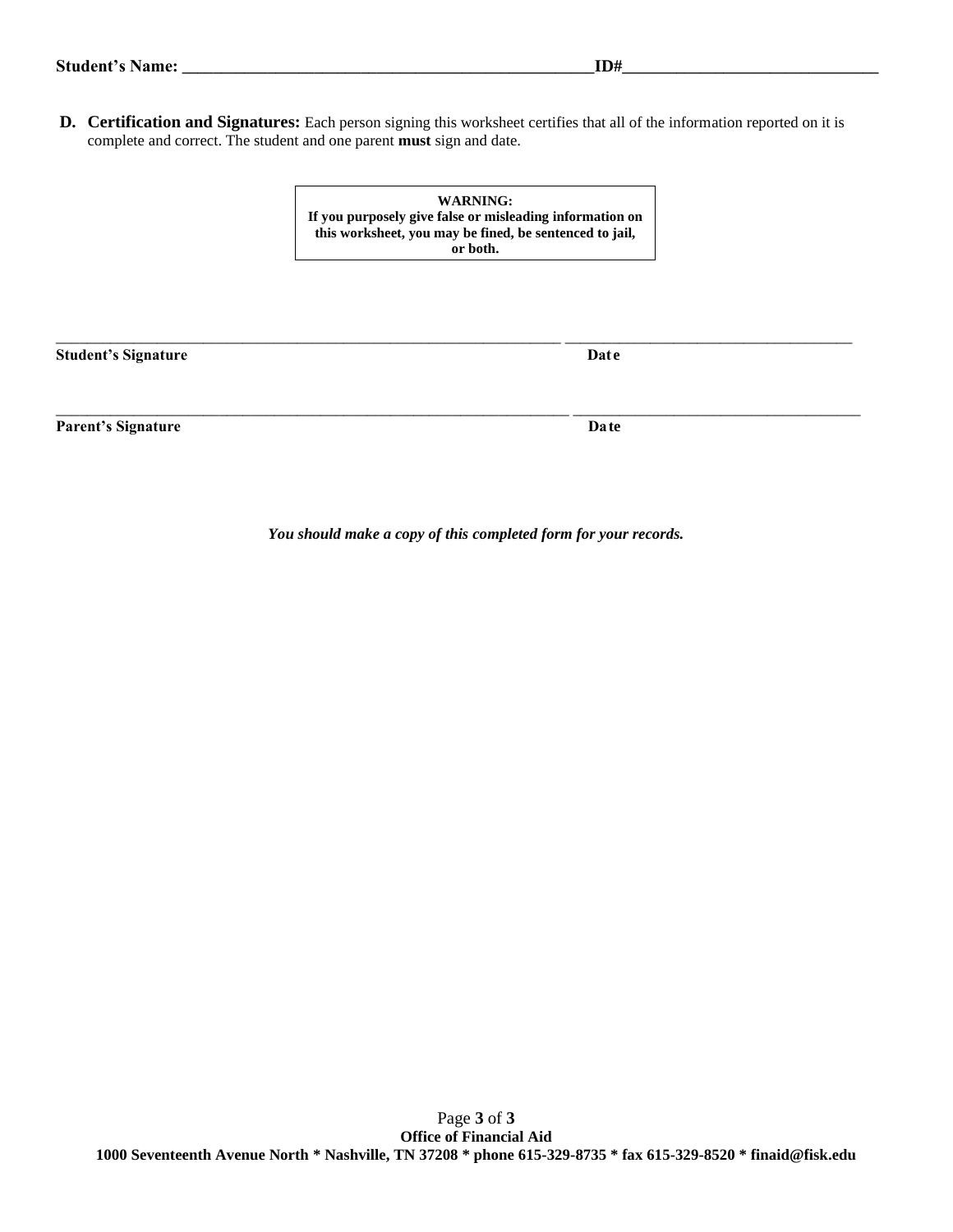**Student's Name: \_\_\_\_\_\_\_\_\_\_\_\_\_\_\_\_\_\_\_\_\_\_\_\_\_\_\_\_\_\_\_\_\_\_\_\_\_\_\_\_\_\_\_\_\_\_\_\_ID#\_\_\_\_\_\_\_\_\_\_\_\_\_\_\_\_\_\_\_\_\_\_\_\_\_\_\_\_\_\_**

**D. Certification and Signatures:** Each person signing this worksheet certifies that all of the information reported on it is complete and correct. The student and one parent **must** sign and date.

> **WARNING:**
> **If you purposely give false or misleading information on this worksheet, you may be fined, be sentenced to jail, or both.**

\_\_\_\_\_\_\_\_\_\_\_\_\_\_\_\_\_\_\_\_\_\_\_\_\_\_\_\_\_\_\_\_\_\_\_\_\_\_\_\_\_\_\_\_\_\_\_\_\_\_\_\_\_\_\_\_\_\_\_\_\_\_\_\_ \_\_\_\_\_\_\_\_\_\_\_\_\_\_\_\_\_\_\_\_\_\_\_\_\_\_\_\_\_\_\_\_\_\_\_\_\_\_

**Student's Signature** **Date**

\_\_\_\_\_\_\_\_\_\_\_\_\_\_\_\_\_\_\_\_\_\_\_\_\_\_\_\_\_\_\_\_\_\_\_\_\_\_\_\_\_\_\_\_\_\_\_\_\_\_\_\_\_\_\_\_\_\_\_\_\_\_\_\_ \_\_\_\_\_\_\_\_\_\_\_\_\_\_\_\_\_\_\_\_\_\_\_\_\_\_\_\_\_\_\_\_\_\_\_\_\_\_

**Parent's Signature** **Date**

***You should make a copy of this completed form for your records.***

**Office of Financial Aid**
**1000 Seventeenth Avenue North * Nashville, TN 37208 * phone 615-329-8735 * fax 615-329-8520 * finaid@fisk.edu**